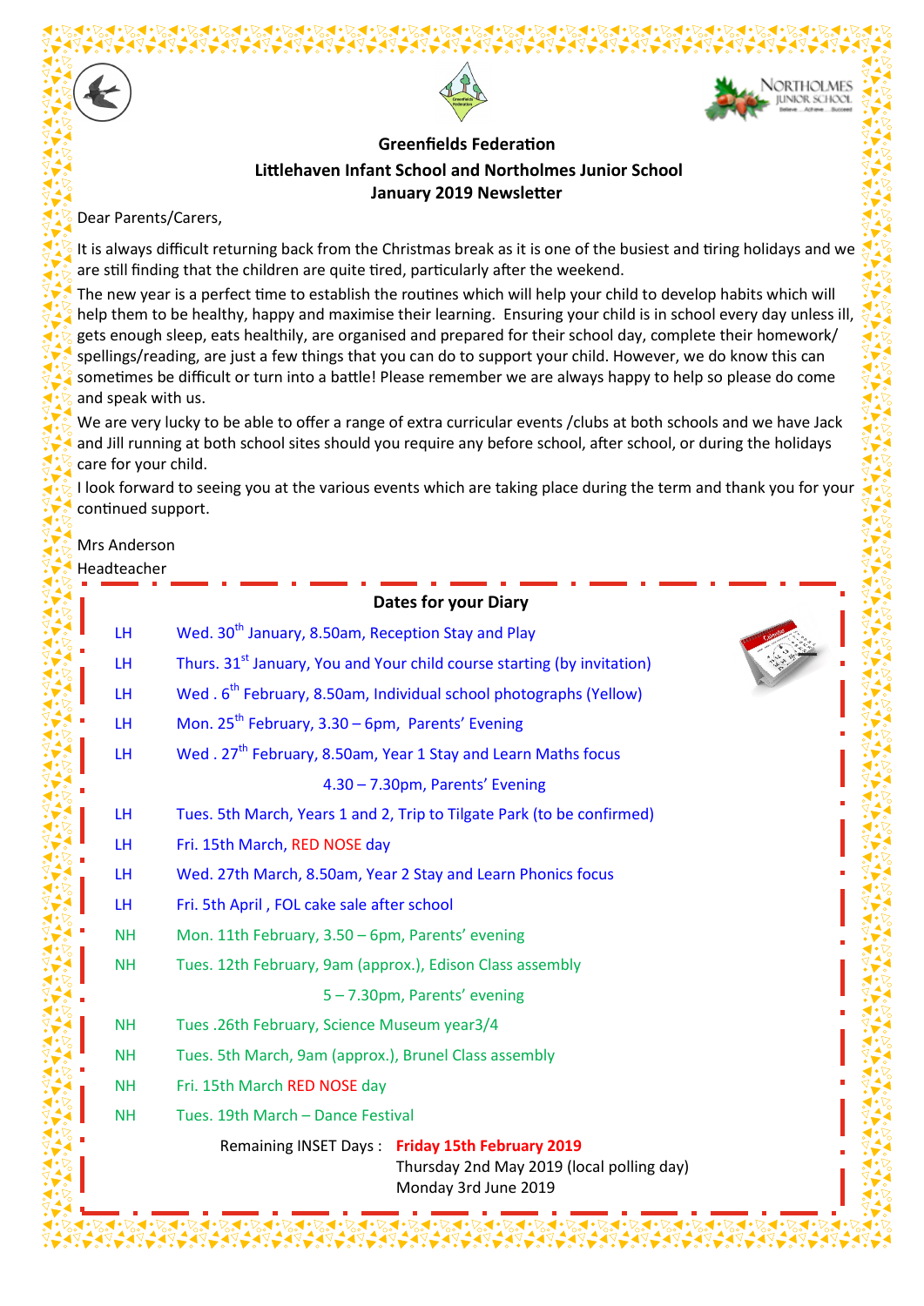## Greenfields Federation

## Littlehaven Infant School and Northolmes Junior School

## January 2019 Newsletter

Dear Parents/Carers,

It is always difficult returning back from the Christmas break as it is one of the busiest and tiring holidays and we are still finding that the children are quite tired, particularly after the weekend.

The new year is a perfect time to establish the routines which will help your child to develop habits which will help them to be healthy, happy and maximise their learning. Ensuring your child is in school every day unless ill, gets enough sleep, eats healthily, are organised and prepared for their school day, complete their homework/ spellings/reading, are just a few things that you can do to support your child. However, we do know this can sometimes be difficult or turn into a battle! Please remember we are always happy to help so please do come and speak with us.

We are very lucky to be able to offer a range of extra curricular events /clubs at both schools and we have Jack and Jill running at both school sites should you require any before school, after school, or during the holidays care for your child.

I look forward to seeing you at the various events which are taking place during the term and thank you for your continued support.

Mrs Anderson
Headteacher

### Dates for your Diary

| | |
|---|---|
| LH | Wed. 30th January, 8.50am, Reception Stay and Play |
| LH | Thurs. 31st January, You and Your child course starting (by invitation) |
| LH | Wed . 6th February, 8.50am, Individual school photographs (Yellow) |
| LH | Mon. 25th February, 3.30 – 6pm, Parents' Evening |
| LH | Wed . 27th February, 8.50am, Year 1 Stay and Learn Maths focus |
| | 4.30 – 7.30pm, Parents' Evening |
| LH | Tues. 5th March, Years 1 and 2, Trip to Tilgate Park (to be confirmed) |
| LH | Fri. 15th March, RED NOSE day |
| LH | Wed. 27th March, 8.50am, Year 2 Stay and Learn Phonics focus |
| LH | Fri. 5th April , FOL cake sale after school |
| NH | Mon. 11th February, 3.50 – 6pm, Parents' evening |
| NH | Tues. 12th February, 9am (approx.), Edison Class assembly |
| | 5 – 7.30pm, Parents' evening |
| NH | Tues .26th February, Science Museum year3/4 |
| NH | Tues. 5th March, 9am (approx.), Brunel Class assembly |
| NH | Fri. 15th March RED NOSE day |
| NH | Tues. 19th March – Dance Festival |

Remaining INSET Days : **Friday 15th February 2019**
Thursday 2nd May 2019 (local polling day)
Monday 3rd June 2019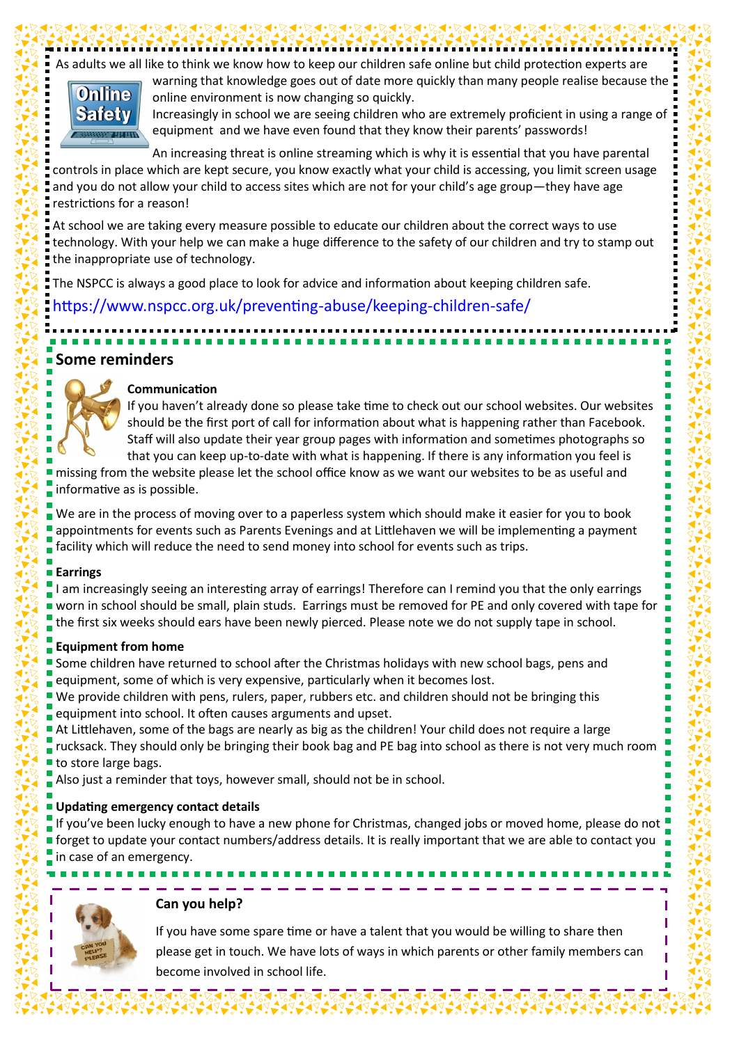As adults we all like to think we know how to keep our children safe online but child protection experts are warning that knowledge goes out of date more quickly than many people realise because the online environment is now changing so quickly.

Increasingly in school we are seeing children who are extremely proficient in using a range of equipment and we have even found that they know their parents' passwords!

An increasing threat is online streaming which is why it is essential that you have parental controls in place which are kept secure, you know exactly what your child is accessing, you limit screen usage and you do not allow your child to access sites which are not for your child's age group—they have age restrictions for a reason!

At school we are taking every measure possible to educate our children about the correct ways to use technology. With your help we can make a huge difference to the safety of our children and try to stamp out the inappropriate use of technology.

The NSPCC is always a good place to look for advice and information about keeping children safe.

https://www.nspcc.org.uk/preventing-abuse/keeping-children-safe/

## Some reminders

**Communication**

If you haven't already done so please take time to check out our school websites. Our websites should be the first port of call for information about what is happening rather than Facebook. Staff will also update their year group pages with information and sometimes photographs so that you can keep up-to-date with what is happening. If there is any information you feel is missing from the website please let the school office know as we want our websites to be as useful and informative as is possible.

We are in the process of moving over to a paperless system which should make it easier for you to book appointments for events such as Parents Evenings and at Littlehaven we will be implementing a payment facility which will reduce the need to send money into school for events such as trips.

**Earrings**

I am increasingly seeing an interesting array of earrings! Therefore can I remind you that the only earrings worn in school should be small, plain studs. Earrings must be removed for PE and only covered with tape for the first six weeks should ears have been newly pierced. Please note we do not supply tape in school.

**Equipment from home**

Some children have returned to school after the Christmas holidays with new school bags, pens and equipment, some of which is very expensive, particularly when it becomes lost.

We provide children with pens, rulers, paper, rubbers etc. and children should not be bringing this equipment into school. It often causes arguments and upset.

At Littlehaven, some of the bags are nearly as big as the children! Your child does not require a large rucksack. They should only be bringing their book bag and PE bag into school as there is not very much room to store large bags.

Also just a reminder that toys, however small, should not be in school.

**Updating emergency contact details**

If you've been lucky enough to have a new phone for Christmas, changed jobs or moved home, please do not forget to update your contact numbers/address details. It is really important that we are able to contact you in case of an emergency.

**Can you help?**

If you have some spare time or have a talent that you would be willing to share then please get in touch. We have lots of ways in which parents or other family members can become involved in school life.